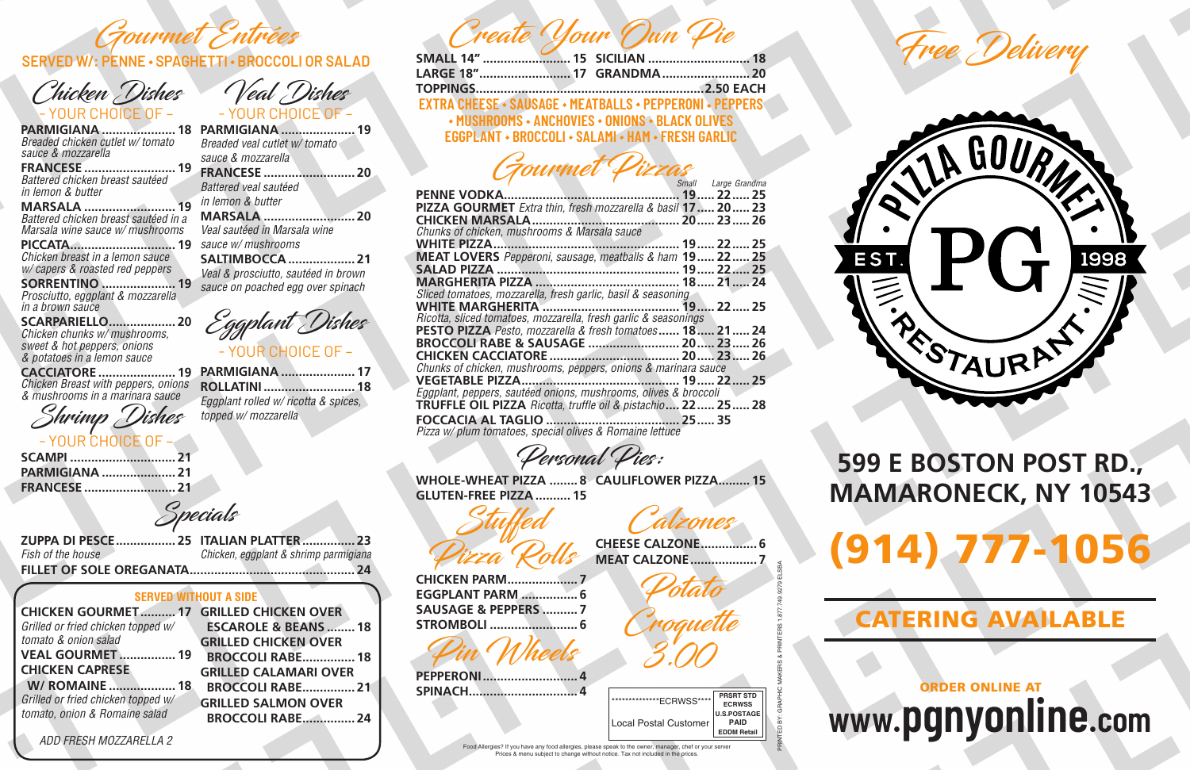# Gourmet Entrées

**SERVED W/: PENNE • SPAGHETTI • BROCCOLI OR SALAD**

## Chicken Dishes

- YOUR CHOICE OF -

**PARMIGIANA** .......... 18
*Breaded chicken cutlet w/ tomato sauce & mozzarella*

**FRANCESE** .......... 19
*Battered chicken breast sautéed in lemon & butter*

**MARSALA** .......... 19
*Battered chicken breast sautéed in a Marsala wine sauce w/ mushrooms*

**PICCATA** .......... 19
*Chicken breast in a lemon sauce w/ capers & roasted red peppers*

**SORRENTINO** .......... 19
*Prosciutto, eggplant & mozzarella in a brown sauce*

**SCARPARIELLO** .......... 20
*Chicken chunks w/ mushrooms, sweet & hot peppers, onions & potatoes in a lemon sauce*

**CACCIATORE** .......... 19
*Chicken Breast with peppers, onions & mushrooms in a marinara sauce*

## Veal Dishes

- YOUR CHOICE OF -

**PARMIGIANA** .......... 19
*Breaded veal cutlet w/ tomato sauce & mozzarella*

**FRANCESE** .......... 20
*Battered veal sautéed in lemon & butter*

**MARSALA** .......... 20
*Veal sautéed in Marsala wine sauce w/ mushrooms*

**SALTIMBOCCA** .......... 21
*Veal & prosciutto, sautéed in brown sauce on poached egg over spinach*

## Eggplant Dishes

- YOUR CHOICE OF -

**PARMIGIANA** .......... 17

**ROLLATINI** .......... 18
*Eggplant rolled w/ ricotta & spices, topped w/ mozzarella*

## Shrimp Dishes

- YOUR CHOICE OF -

**SCAMPI** .......... 21

**PARMIGIANA** .......... 21

**FRANCESE** .......... 21

## Specials

**ZUPPA DI PESCE** .......... 25
*Fish of the house*

**ITALIAN PLATTER** .......... 23
*Chicken, eggplant & shrimp parmigiana*

**FILLET OF SOLE OREGANATA** .......... 24

### SERVED WITHOUT A SIDE

**CHICKEN GOURMET** .......... 17
*Grilled or fried chicken topped w/ tomato & onion salad*

**VEAL GOURMET** .......... 19

**CHICKEN CAPRESE W/ ROMAINE** .......... 18
*Grilled or fried chicken topped w/ tomato, onion & Romaine salad*

**GRILLED CHICKEN OVER ESCAROLE & BEANS** .......... 18

**GRILLED CHICKEN OVER BROCCOLI RABE** .......... 18

**GRILLED CALAMARI OVER BROCCOLI RABE** .......... 21

**GRILLED SALMON OVER BROCCOLI RABE** .......... 24

*ADD FRESH MOZZARELLA 2*

# Create Your Own Pie

**SMALL 14"** .......... 15

**LARGE 18"** .......... 17

**SICILIAN** .......... 18

**GRANDMA** .......... 20

**TOPPINGS** .......... 2.50 EACH

**EXTRA CHEESE • SAUSAGE • MEATBALLS • PEPPERONI • PEPPERS • MUSHROOMS • ANCHOVIES • ONIONS • BLACK OLIVES EGGPLANT • BROCCOLI • SALAMI • HAM • FRESH GARLIC**

# Gourmet Pizzas

| | Small | Large | Grandma |
|---|---|---|---|
| **PENNE VODKA** | 19 | 22 | 25 |
| **PIZZA GOURMET** *Extra thin, fresh mozzarella & basil* | 17 | 20 | 23 |
| **CHICKEN MARSALA** *Chunks of chicken, mushrooms & Marsala sauce* | 20 | 23 | 26 |
| **WHITE PIZZA** | 19 | 22 | 25 |
| **MEAT LOVERS** *Pepperoni, sausage, meatballs & ham* | 19 | 22 | 25 |
| **SALAD PIZZA** | 19 | 22 | 25 |
| **MARGHERITA PIZZA** *Sliced tomatoes, mozzarella, fresh garlic, basil & seasoning* | 18 | 21 | 24 |
| **WHITE MARGHERITA** *Ricotta, sliced tomatoes, mozzarella, fresh garlic & seasonings* | 19 | 22 | 25 |
| **PESTO PIZZA** *Pesto, mozzarella & fresh tomatoes* | 18 | 21 | 24 |
| **BROCCOLI RABE & SAUSAGE** | 20 | 23 | 26 |
| **CHICKEN CACCIATORE** *Chunks of chicken, mushrooms, peppers, onions & marinara sauce* | 20 | 23 | 26 |
| **VEGETABLE PIZZA** *Eggplant, peppers, sautéed onions, mushrooms, olives & broccoli* | 19 | 22 | 25 |
| **TRUFFLE OIL PIZZA** *Ricotta, truffle oil & pistachio* | 22 | 25 | 28 |
| **FOCCACIA AL TAGLIO** *Pizza w/ plum tomatoes, special olives & Romaine lettuce* | | 25 | 35 |

## Personal Pies:

**WHOLE-WHEAT PIZZA** .......... 8

**GLUTEN-FREE PIZZA** .......... 15

**CAULIFLOWER PIZZA** .......... 15

## Stuffed Pizza Rolls

**CHICKEN PARM** .......... 7

**EGGPLANT PARM** .......... 6

**SAUSAGE & PEPPERS** .......... 7

**STROMBOLI** .......... 6

## Pin Wheels

**PEPPERONI** .......... 4

**SPINACH** .......... 4

## Calzones

**CHEESE CALZONE** .......... 6

**MEAT CALZONE** .......... 7

## Potato Croquette 3.00

**************ECRWSS****

Local Postal Customer

PRSRT STD
ECRWSS
U.S.POSTAGE
PAID
EDDM Retail

PRINTED BY: GRAPHIC MAKERS & PRINTERS 1.877.749.9279 ELSBA

Food Allergies? If you have any food allergies, please speak to the owner, manager, chef or your server
Prices & menu subject to change without notice. Tax not included in the prices.

# Free Delivery

PIZZA GOURMET
PG
EST. 1998
RESTAURANT

## 599 E BOSTON POST RD., MAMARONECK, NY 10543

## (914) 777-1056

## CATERING AVAILABLE

**ORDER ONLINE AT**

**www.pgnyonline.com**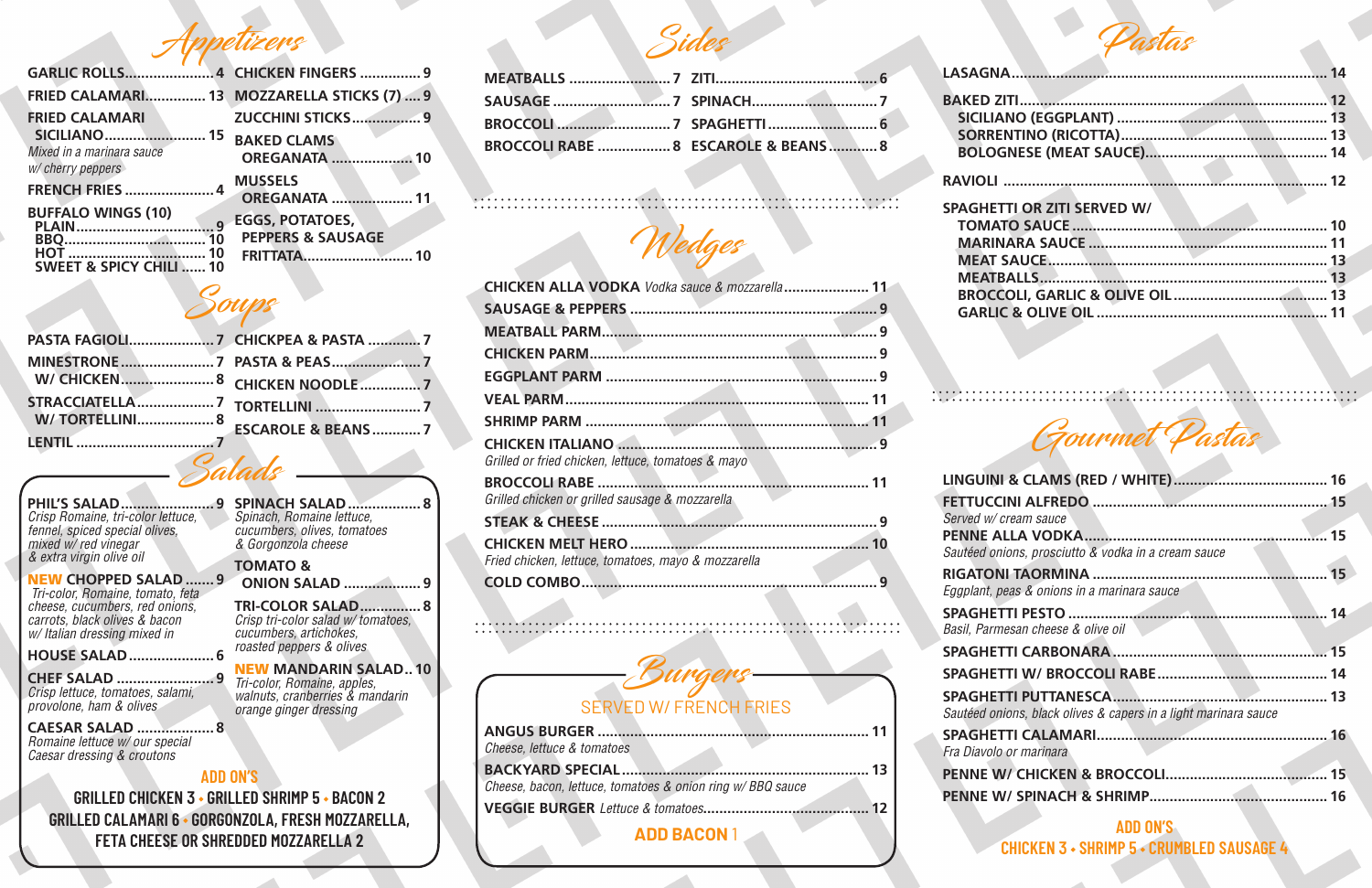## Appetizers

- **GARLIC ROLLS** ........ 4
- **FRIED CALAMARI** ........ 13
- **FRIED CALAMARI SICILIANO** ........ 15
  *Mixed in a marinara sauce w/ cherry peppers*
- **FRENCH FRIES** ........ 4
- **BUFFALO WINGS (10)**
  - **PLAIN** ........ 9
  - **BBQ** ........ 10
  - **HOT** ........ 10
  - **SWEET & SPICY CHILI** ........ 10
- **CHICKEN FINGERS** ........ 9
- **MOZZARELLA STICKS (7)** ........ 9
- **ZUCCHINI STICKS** ........ 9
- **BAKED CLAMS OREGANATA** ........ 10
- **MUSSELS OREGANATA** ........ 11
- **EGGS, POTATOES, PEPPERS & SAUSAGE FRITTATA** ........ 10

## Soups

- **PASTA FAGIOLI** ........ 7
- **MINESTRONE** ........ 7
  - **W/ CHICKEN** ........ 8
- **STRACCIATELLA** ........ 7
  - **W/ TORTELLINI** ........ 8
- **LENTIL** ........ 7
- **CHICKPEA & PASTA** ........ 7
- **PASTA & PEAS** ........ 7
- **CHICKEN NOODLE** ........ 7
- **TORTELLINI** ........ 7
- **ESCAROLE & BEANS** ........ 7

## Salads

- **PHIL'S SALAD** ........ 9
  *Crisp Romaine, tri-color lettuce, fennel, spiced special olives, mixed w/ red vinegar & extra virgin olive oil*
- **NEW CHOPPED SALAD** ........ 9
  *Tri-color, Romaine, tomato, feta cheese, cucumbers, red onions, carrots, black olives & bacon w/ Italian dressing mixed in*
- **HOUSE SALAD** ........ 6
- **CHEF SALAD** ........ 9
  *Crisp lettuce, tomatoes, salami, provolone, ham & olives*
- **CAESAR SALAD** ........ 8
  *Romaine lettuce w/ our special Caesar dressing & croutons*
- **SPINACH SALAD** ........ 8
  *Spinach, Romaine lettuce, cucumbers, olives, tomatoes & Gorgonzola cheese*
- **TOMATO & ONION SALAD** ........ 9
- **TRI-COLOR SALAD** ........ 8
  *Crisp tri-color salad w/ tomatoes, cucumbers, artichokes, roasted peppers & olives*
- **NEW MANDARIN SALAD** ........ 10
  *Tri-color, Romaine, apples, walnuts, cranberries & mandarin orange ginger dressing*

**ADD ON'S**
GRILLED CHICKEN 3 • GRILLED SHRIMP 5 • BACON 2
GRILLED CALAMARI 6 • GORGONZOLA, FRESH MOZZARELLA, FETA CHEESE OR SHREDDED MOZZARELLA 2

## Sides

- **MEATBALLS** ........ 7
- **SAUSAGE** ........ 7
- **BROCCOLI** ........ 7
- **BROCCOLI RABE** ........ 8
- **ZITI** ........ 6
- **SPINACH** ........ 7
- **SPAGHETTI** ........ 6
- **ESCAROLE & BEANS** ........ 8

## Wedges

- **CHICKEN ALLA VODKA** *Vodka sauce & mozzarella* ........ 11
- **SAUSAGE & PEPPERS** ........ 9
- **MEATBALL PARM** ........ 9
- **CHICKEN PARM** ........ 9
- **EGGPLANT PARM** ........ 9
- **VEAL PARM** ........ 11
- **SHRIMP PARM** ........ 11
- **CHICKEN ITALIANO** ........ 9
  *Grilled or fried chicken, lettuce, tomatoes & mayo*
- **BROCCOLI RABE** ........ 11
  *Grilled chicken or grilled sausage & mozzarella*
- **STEAK & CHEESE** ........ 9
- **CHICKEN MELT HERO** ........ 10
  *Fried chicken, lettuce, tomatoes, mayo & mozzarella*
- **COLD COMBO** ........ 9

## Burgers

SERVED W/ FRENCH FRIES

- **ANGUS BURGER** ........ 11
  *Cheese, lettuce & tomatoes*
- **BACKYARD SPECIAL** ........ 13
  *Cheese, bacon, lettuce, tomatoes & onion ring w/ BBQ sauce*
- **VEGGIE BURGER** *Lettuce & tomatoes* ........ 12

**ADD BACON** 1

## Pastas

- **LASAGNA** ........ 14
- **BAKED ZITI** ........ 12
  - **SICILIANO (EGGPLANT)** ........ 13
  - **SORRENTINO (RICOTTA)** ........ 13
  - **BOLOGNESE (MEAT SAUCE)** ........ 14
- **RAVIOLI** ........ 12
- **SPAGHETTI OR ZITI SERVED W/**
  - **TOMATO SAUCE** ........ 10
  - **MARINARA SAUCE** ........ 11
  - **MEAT SAUCE** ........ 13
  - **MEATBALLS** ........ 13
  - **BROCCOLI, GARLIC & OLIVE OIL** ........ 13
  - **GARLIC & OLIVE OIL** ........ 11

## Gourmet Pastas

- **LINGUINI & CLAMS (RED / WHITE)** ........ 16
- **FETTUCCINI ALFREDO** ........ 15
  *Served w/ cream sauce*
- **PENNE ALLA VODKA** ........ 15
  *Sautéed onions, prosciutto & vodka in a cream sauce*
- **RIGATONI TAORMINA** ........ 15
  *Eggplant, peas & onions in a marinara sauce*
- **SPAGHETTI PESTO** ........ 14
  *Basil, Parmesan cheese & olive oil*
- **SPAGHETTI CARBONARA** ........ 15
- **SPAGHETTI W/ BROCCOLI RABE** ........ 14
- **SPAGHETTI PUTTANESCA** ........ 13
  *Sautéed onions, black olives & capers in a light marinara sauce*
- **SPAGHETTI CALAMARI** ........ 16
  *Fra Diavolo or marinara*
- **PENNE W/ CHICKEN & BROCCOLI** ........ 15
- **PENNE W/ SPINACH & SHRIMP** ........ 16

**ADD ON'S**
CHICKEN 3 • SHRIMP 5 • CRUMBLED SAUSAGE 4